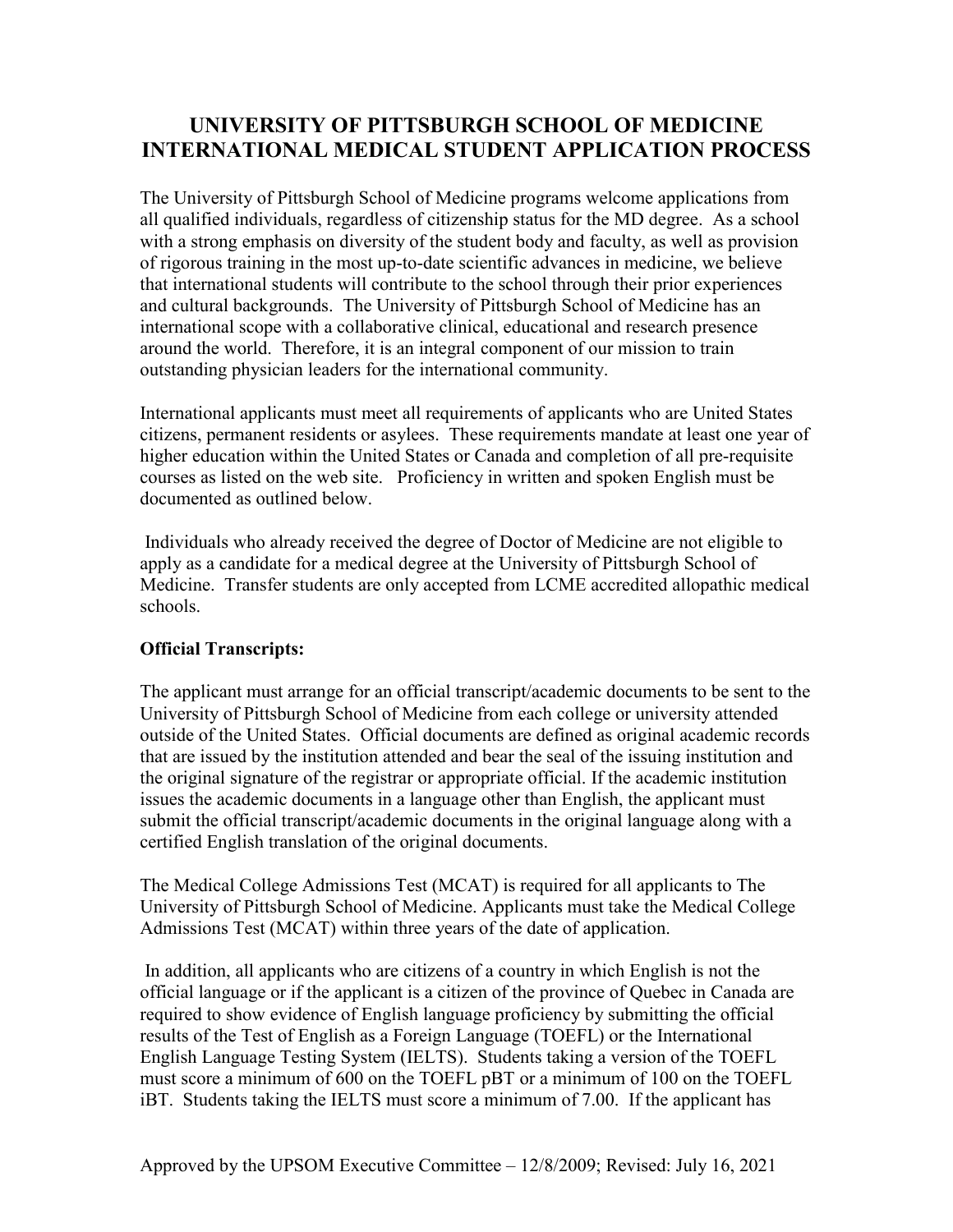# UNIVERSITY OF PITTSBURGH SCHOOL OF MEDICINE INTERNATIONAL MEDICAL STUDENT APPLICATION PROCESS

The University of Pittsburgh School of Medicine programs welcome applications from all qualified individuals, regardless of citizenship status for the MD degree. As a school with a strong emphasis on diversity of the student body and faculty, as well as provision of rigorous training in the most up-to-date scientific advances in medicine, we believe that international students will contribute to the school through their prior experiences and cultural backgrounds. The University of Pittsburgh School of Medicine has an international scope with a collaborative clinical, educational and research presence around the world. Therefore, it is an integral component of our mission to train outstanding physician leaders for the international community.

International applicants must meet all requirements of applicants who are United States citizens, permanent residents or asylees. These requirements mandate at least one year of higher education within the United States or Canada and completion of all pre-requisite courses as listed on the web site. Proficiency in written and spoken English must be documented as outlined below.

Individuals who already received the degree of Doctor of Medicine are not eligible to apply as a candidate for a medical degree at the University of Pittsburgh School of Medicine. Transfer students are only accepted from LCME accredited allopathic medical schools.

**Official Transcripts:**

The applicant must arrange for an official transcript/academic documents to be sent to the University of Pittsburgh School of Medicine from each college or university attended outside of the United States. Official documents are defined as original academic records that are issued by the institution attended and bear the seal of the issuing institution and the original signature of the registrar or appropriate official. If the academic institution issues the academic documents in a language other than English, the applicant must submit the official transcript/academic documents in the original language along with a certified English translation of the original documents.

The Medical College Admissions Test (MCAT) is required for all applicants to The University of Pittsburgh School of Medicine. Applicants must take the Medical College Admissions Test (MCAT) within three years of the date of application.

In addition, all applicants who are citizens of a country in which English is not the official language or if the applicant is a citizen of the province of Quebec in Canada are required to show evidence of English language proficiency by submitting the official results of the Test of English as a Foreign Language (TOEFL) or the International English Language Testing System (IELTS). Students taking a version of the TOEFL must score a minimum of 600 on the TOEFL pBT or a minimum of 100 on the TOEFL iBT. Students taking the IELTS must score a minimum of 7.00. If the applicant has

Approved by the UPSOM Executive Committee – 12/8/2009; Revised: July 16, 2021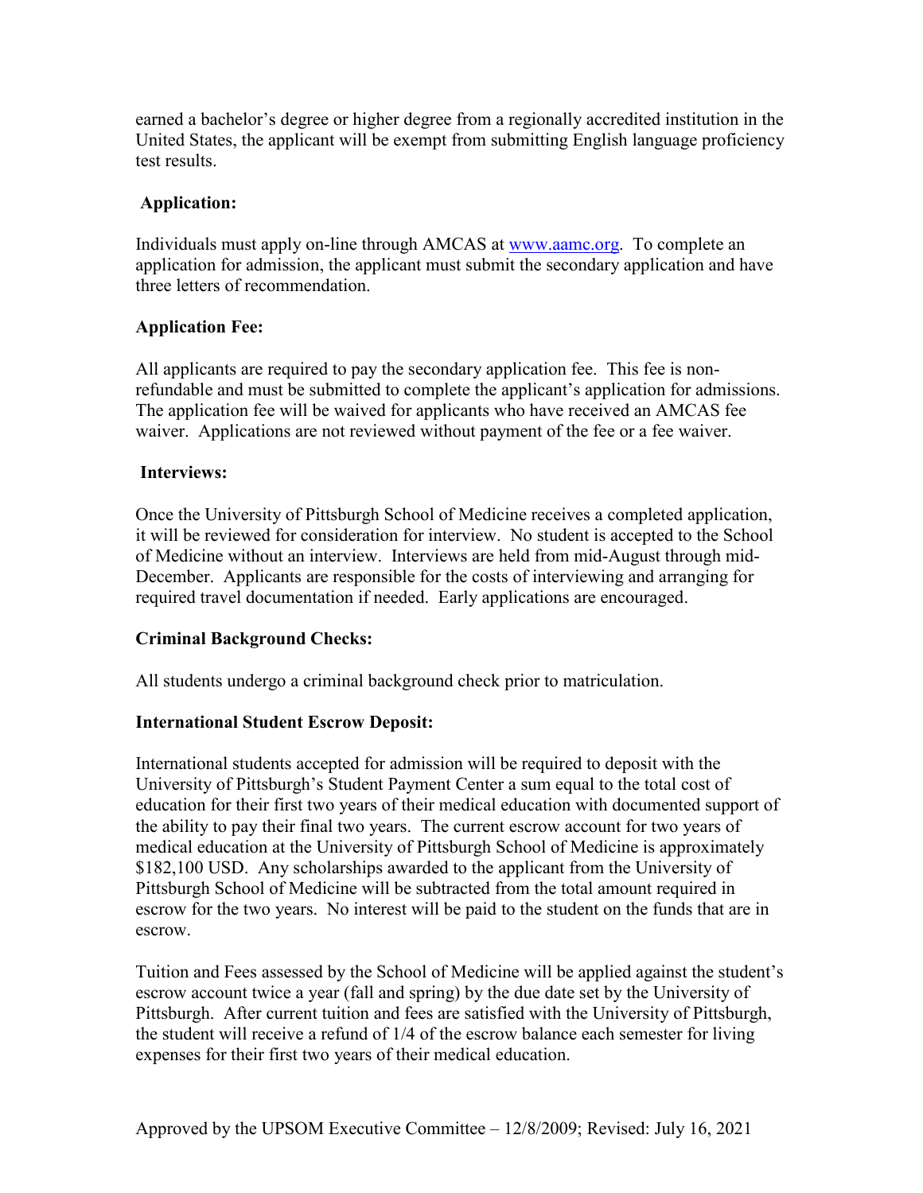earned a bachelor's degree or higher degree from a regionally accredited institution in the United States, the applicant will be exempt from submitting English language proficiency test results.

**Application:**

Individuals must apply on-line through AMCAS at [www.aamc.org](http://www.aamc.org). To complete an application for admission, the applicant must submit the secondary application and have three letters of recommendation.

**Application Fee:**

All applicants are required to pay the secondary application fee. This fee is non-refundable and must be submitted to complete the applicant's application for admissions. The application fee will be waived for applicants who have received an AMCAS fee waiver. Applications are not reviewed without payment of the fee or a fee waiver.

**Interviews:**

Once the University of Pittsburgh School of Medicine receives a completed application, it will be reviewed for consideration for interview. No student is accepted to the School of Medicine without an interview. Interviews are held from mid-August through mid-December. Applicants are responsible for the costs of interviewing and arranging for required travel documentation if needed. Early applications are encouraged.

**Criminal Background Checks:**

All students undergo a criminal background check prior to matriculation.

**International Student Escrow Deposit:**

International students accepted for admission will be required to deposit with the University of Pittsburgh's Student Payment Center a sum equal to the total cost of education for their first two years of their medical education with documented support of the ability to pay their final two years. The current escrow account for two years of medical education at the University of Pittsburgh School of Medicine is approximately $182,100 USD. Any scholarships awarded to the applicant from the University of Pittsburgh School of Medicine will be subtracted from the total amount required in escrow for the two years. No interest will be paid to the student on the funds that are in escrow.

Tuition and Fees assessed by the School of Medicine will be applied against the student's escrow account twice a year (fall and spring) by the due date set by the University of Pittsburgh. After current tuition and fees are satisfied with the University of Pittsburgh, the student will receive a refund of 1/4 of the escrow balance each semester for living expenses for their first two years of their medical education.

Approved by the UPSOM Executive Committee – 12/8/2009; Revised: July 16, 2021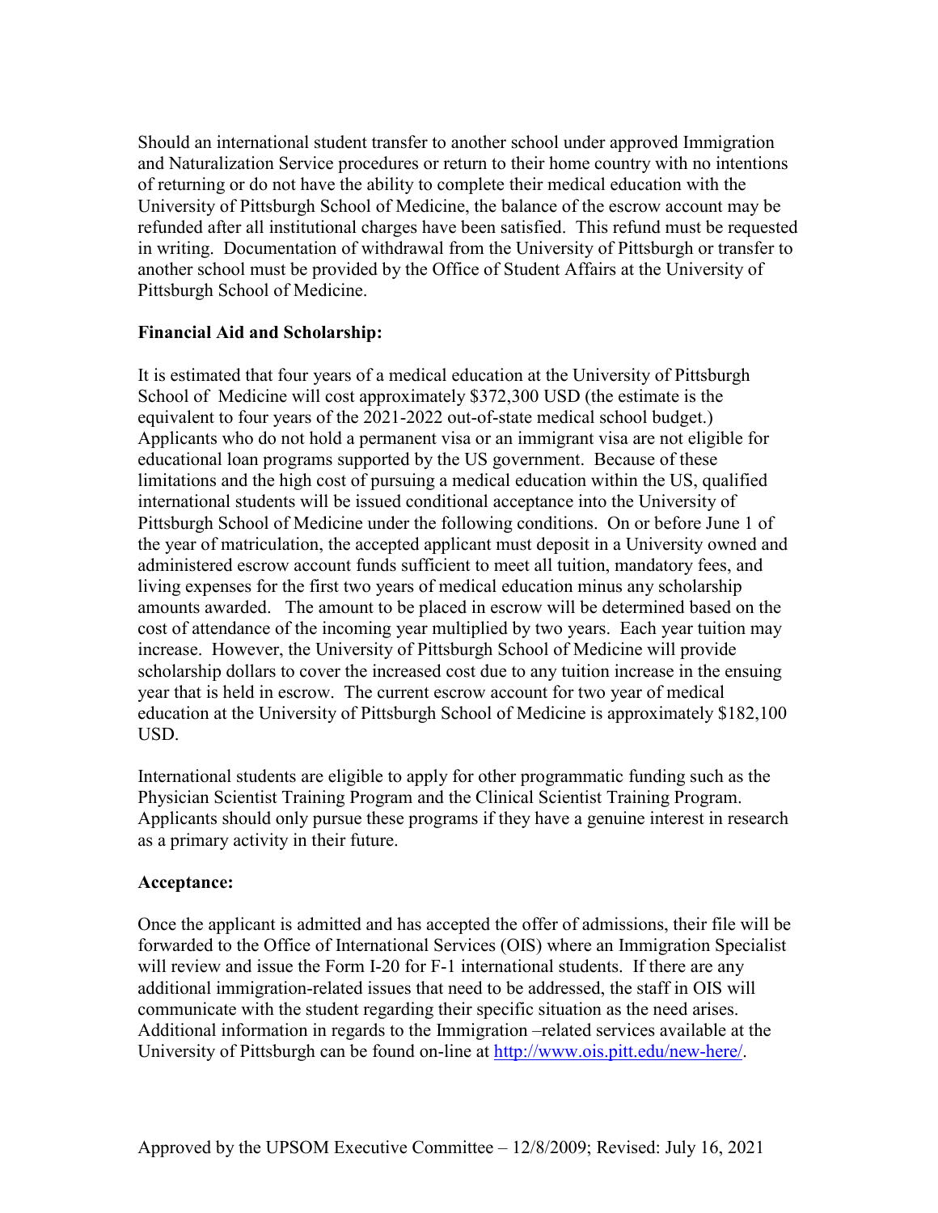Should an international student transfer to another school under approved Immigration and Naturalization Service procedures or return to their home country with no intentions of returning or do not have the ability to complete their medical education with the University of Pittsburgh School of Medicine, the balance of the escrow account may be refunded after all institutional charges have been satisfied. This refund must be requested in writing. Documentation of withdrawal from the University of Pittsburgh or transfer to another school must be provided by the Office of Student Affairs at the University of Pittsburgh School of Medicine.

**Financial Aid and Scholarship:**

It is estimated that four years of a medical education at the University of Pittsburgh School of Medicine will cost approximately $372,300 USD (the estimate is the equivalent to four years of the 2021-2022 out-of-state medical school budget.) Applicants who do not hold a permanent visa or an immigrant visa are not eligible for educational loan programs supported by the US government. Because of these limitations and the high cost of pursuing a medical education within the US, qualified international students will be issued conditional acceptance into the University of Pittsburgh School of Medicine under the following conditions. On or before June 1 of the year of matriculation, the accepted applicant must deposit in a University owned and administered escrow account funds sufficient to meet all tuition, mandatory fees, and living expenses for the first two years of medical education minus any scholarship amounts awarded. The amount to be placed in escrow will be determined based on the cost of attendance of the incoming year multiplied by two years. Each year tuition may increase. However, the University of Pittsburgh School of Medicine will provide scholarship dollars to cover the increased cost due to any tuition increase in the ensuing year that is held in escrow. The current escrow account for two year of medical education at the University of Pittsburgh School of Medicine is approximately $182,100 USD.

International students are eligible to apply for other programmatic funding such as the Physician Scientist Training Program and the Clinical Scientist Training Program. Applicants should only pursue these programs if they have a genuine interest in research as a primary activity in their future.

**Acceptance:**

Once the applicant is admitted and has accepted the offer of admissions, their file will be forwarded to the Office of International Services (OIS) where an Immigration Specialist will review and issue the Form I-20 for F-1 international students. If there are any additional immigration-related issues that need to be addressed, the staff in OIS will communicate with the student regarding their specific situation as the need arises. Additional information in regards to the Immigration –related services available at the University of Pittsburgh can be found on-line at [http://www.ois.pitt.edu/new-here/](http://www.ois.pitt.edu/new-here/).

Approved by the UPSOM Executive Committee – 12/8/2009; Revised: July 16, 2021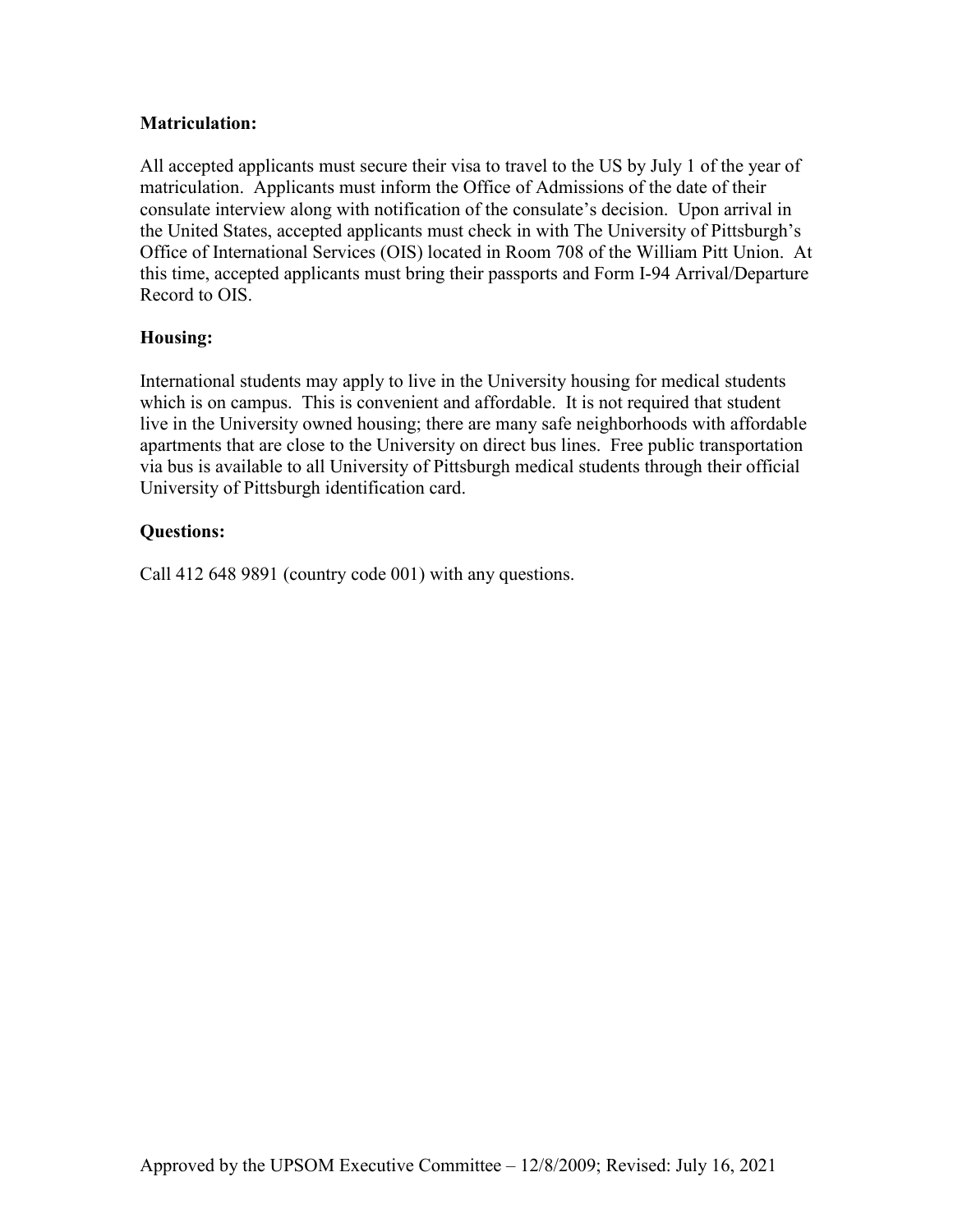**Matriculation:**

All accepted applicants must secure their visa to travel to the US by July 1 of the year of matriculation. Applicants must inform the Office of Admissions of the date of their consulate interview along with notification of the consulate's decision. Upon arrival in the United States, accepted applicants must check in with The University of Pittsburgh's Office of International Services (OIS) located in Room 708 of the William Pitt Union. At this time, accepted applicants must bring their passports and Form I-94 Arrival/Departure Record to OIS.

**Housing:**

International students may apply to live in the University housing for medical students which is on campus. This is convenient and affordable. It is not required that student live in the University owned housing; there are many safe neighborhoods with affordable apartments that are close to the University on direct bus lines. Free public transportation via bus is available to all University of Pittsburgh medical students through their official University of Pittsburgh identification card.

**Questions:**

Call 412 648 9891 (country code 001) with any questions.

Approved by the UPSOM Executive Committee – 12/8/2009; Revised: July 16, 2021